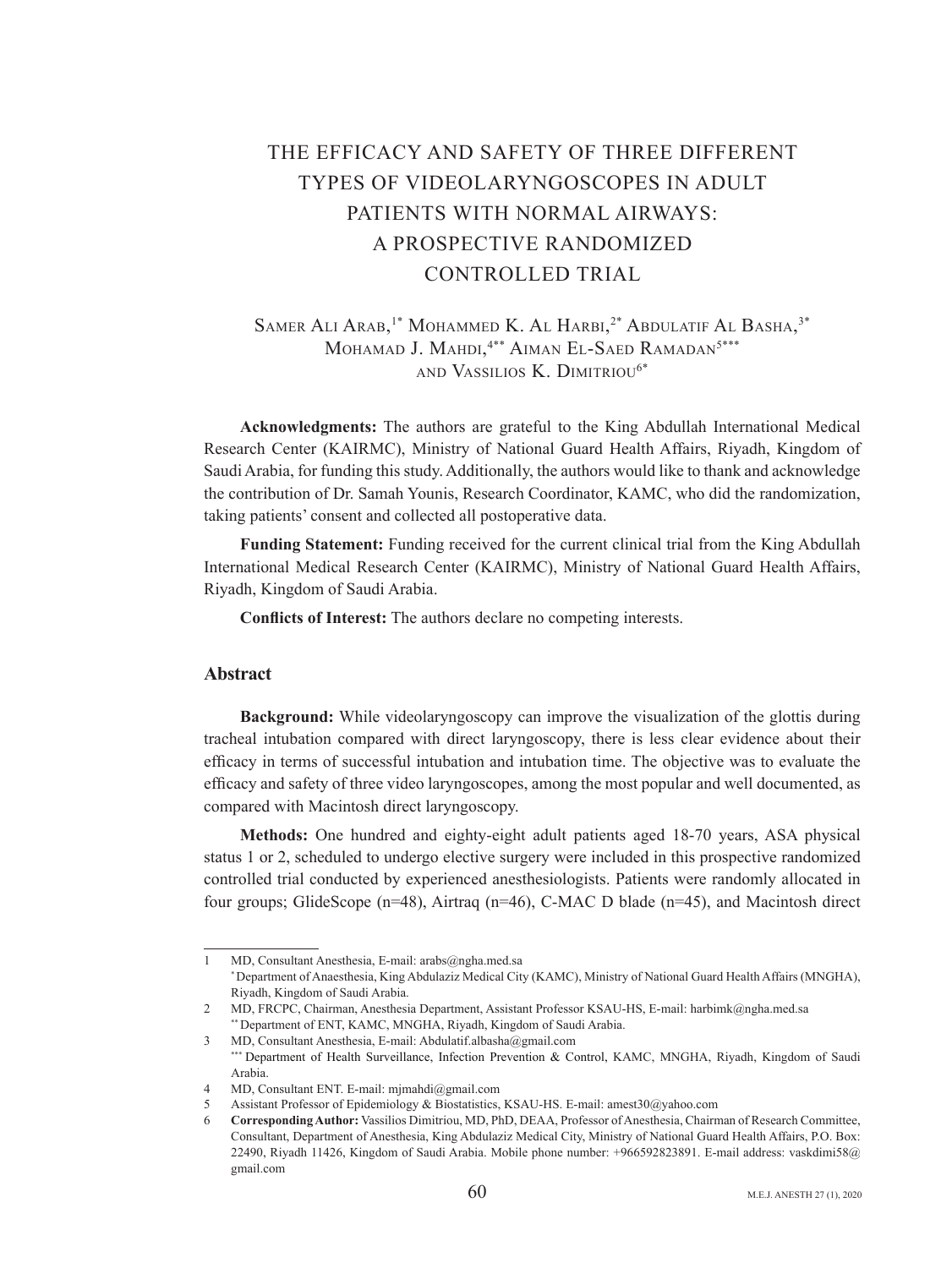# THE EFFICACY AND SAFETY OF THREE DIFFERENT TYPES OF VIDEOLARYNGOSCOPES IN ADULT PATIENTS WITH NORMAL AIRWAYS: A PROSPECTIVE RANDOMIZED CONTROLLED TRIAL

Samer Ali Arab,[1*] Mohammed K. Al Harbi,[2*] Abdulatif Al Basha,[3*] Mohamad J. Mahdi,[4**] Aiman El-Saed Ramadan[5***] and Vassilios K. Dimitriou[6*]

**Acknowledgments:** The authors are grateful to the King Abdullah International Medical Research Center (KAIRMC), Ministry of National Guard Health Affairs, Riyadh, Kingdom of Saudi Arabia, for funding this study. Additionally, the authors would like to thank and acknowledge the contribution of Dr. Samah Younis, Research Coordinator, KAMC, who did the randomization, taking patients' consent and collected all postoperative data.

**Funding Statement:** Funding received for the current clinical trial from the King Abdullah International Medical Research Center (KAIRMC), Ministry of National Guard Health Affairs, Riyadh, Kingdom of Saudi Arabia.

**Conflicts of Interest:** The authors declare no competing interests.

## Abstract

**Background:** While videolaryngoscopy can improve the visualization of the glottis during tracheal intubation compared with direct laryngoscopy, there is less clear evidence about their efficacy in terms of successful intubation and intubation time. The objective was to evaluate the efficacy and safety of three video laryngoscopes, among the most popular and well documented, as compared with Macintosh direct laryngoscopy.

**Methods:** One hundred and eighty-eight adult patients aged 18-70 years, ASA physical status 1 or 2, scheduled to undergo elective surgery were included in this prospective randomized controlled trial conducted by experienced anesthesiologists. Patients were randomly allocated in four groups; GlideScope (n=48), Airtraq (n=46), C-MAC D blade (n=45), and Macintosh direct

---

1. MD, Consultant Anesthesia, E-mail: arabs@ngha.med.sa
   [*] Department of Anaesthesia, King Abdulaziz Medical City (KAMC), Ministry of National Guard Health Affairs (MNGHA), Riyadh, Kingdom of Saudi Arabia.
2. MD, FRCPC, Chairman, Anesthesia Department, Assistant Professor KSAU-HS, E-mail: harbimk@ngha.med.sa
   [**] Department of ENT, KAMC, MNGHA, Riyadh, Kingdom of Saudi Arabia.
3. MD, Consultant Anesthesia, E-mail: Abdulatif.albasha@gmail.com
   [***] Department of Health Surveillance, Infection Prevention & Control, KAMC, MNGHA, Riyadh, Kingdom of Saudi Arabia.
4. MD, Consultant ENT. E-mail: mjmahdi@gmail.com
5. Assistant Professor of Epidemiology & Biostatistics, KSAU-HS. E-mail: amest30@yahoo.com
6. **Corresponding Author:** Vassilios Dimitriou, MD, PhD, DEAA, Professor of Anesthesia, Chairman of Research Committee, Consultant, Department of Anesthesia, King Abdulaziz Medical City, Ministry of National Guard Health Affairs, P.O. Box: 22490, Riyadh 11426, Kingdom of Saudi Arabia. Mobile phone number: +966592823891. E-mail address: vaskdimi58@gmail.com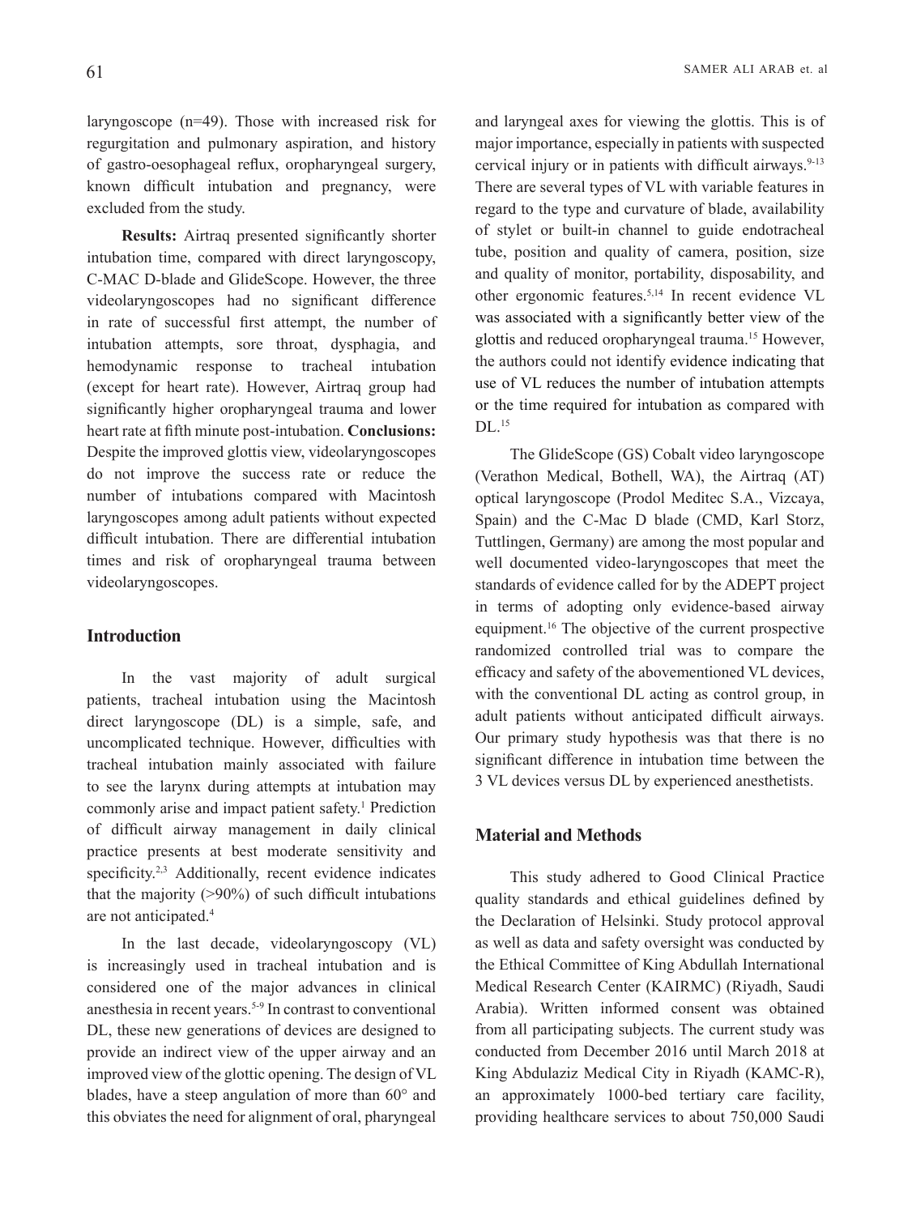laryngoscope (n=49). Those with increased risk for regurgitation and pulmonary aspiration, and history of gastro-oesophageal reflux, oropharyngeal surgery, known difficult intubation and pregnancy, were excluded from the study.

**Results:** Airtraq presented significantly shorter intubation time, compared with direct laryngoscopy, C-MAC D-blade and GlideScope. However, the three videolaryngoscopes had no significant difference in rate of successful first attempt, the number of intubation attempts, sore throat, dysphagia, and hemodynamic response to tracheal intubation (except for heart rate). However, Airtraq group had significantly higher oropharyngeal trauma and lower heart rate at fifth minute post-intubation. **Conclusions:** Despite the improved glottis view, videolaryngoscopes do not improve the success rate or reduce the number of intubations compared with Macintosh laryngoscopes among adult patients without expected difficult intubation. There are differential intubation times and risk of oropharyngeal trauma between videolaryngoscopes.

## Introduction

In the vast majority of adult surgical patients, tracheal intubation using the Macintosh direct laryngoscope (DL) is a simple, safe, and uncomplicated technique. However, difficulties with tracheal intubation mainly associated with failure to see the larynx during attempts at intubation may commonly arise and impact patient safety.[1] Prediction of difficult airway management in daily clinical practice presents at best moderate sensitivity and specificity.[2,3] Additionally, recent evidence indicates that the majority (>90%) of such difficult intubations are not anticipated.[4]

In the last decade, videolaryngoscopy (VL) is increasingly used in tracheal intubation and is considered one of the major advances in clinical anesthesia in recent years.[5-9] In contrast to conventional DL, these new generations of devices are designed to provide an indirect view of the upper airway and an improved view of the glottic opening. The design of VL blades, have a steep angulation of more than 60° and this obviates the need for alignment of oral, pharyngeal and laryngeal axes for viewing the glottis. This is of major importance, especially in patients with suspected cervical injury or in patients with difficult airways.[9-13] There are several types of VL with variable features in regard to the type and curvature of blade, availability of stylet or built-in channel to guide endotracheal tube, position and quality of camera, position, size and quality of monitor, portability, disposability, and other ergonomic features.[5,14] In recent evidence VL was associated with a significantly better view of the glottis and reduced oropharyngeal trauma.[15] However, the authors could not identify evidence indicating that use of VL reduces the number of intubation attempts or the time required for intubation as compared with DL.[15]

The GlideScope (GS) Cobalt video laryngoscope (Verathon Medical, Bothell, WA), the Airtraq (AT) optical laryngoscope (Prodol Meditec S.A., Vizcaya, Spain) and the C-Mac D blade (CMD, Karl Storz, Tuttlingen, Germany) are among the most popular and well documented video-laryngoscopes that meet the standards of evidence called for by the ADEPT project in terms of adopting only evidence-based airway equipment.[16] The objective of the current prospective randomized controlled trial was to compare the efficacy and safety of the abovementioned VL devices, with the conventional DL acting as control group, in adult patients without anticipated difficult airways. Our primary study hypothesis was that there is no significant difference in intubation time between the 3 VL devices versus DL by experienced anesthetists.

## Material and Methods

This study adhered to Good Clinical Practice quality standards and ethical guidelines defined by the Declaration of Helsinki. Study protocol approval as well as data and safety oversight was conducted by the Ethical Committee of King Abdullah International Medical Research Center (KAIRMC) (Riyadh, Saudi Arabia). Written informed consent was obtained from all participating subjects. The current study was conducted from December 2016 until March 2018 at King Abdulaziz Medical City in Riyadh (KAMC-R), an approximately 1000-bed tertiary care facility, providing healthcare services to about 750,000 Saudi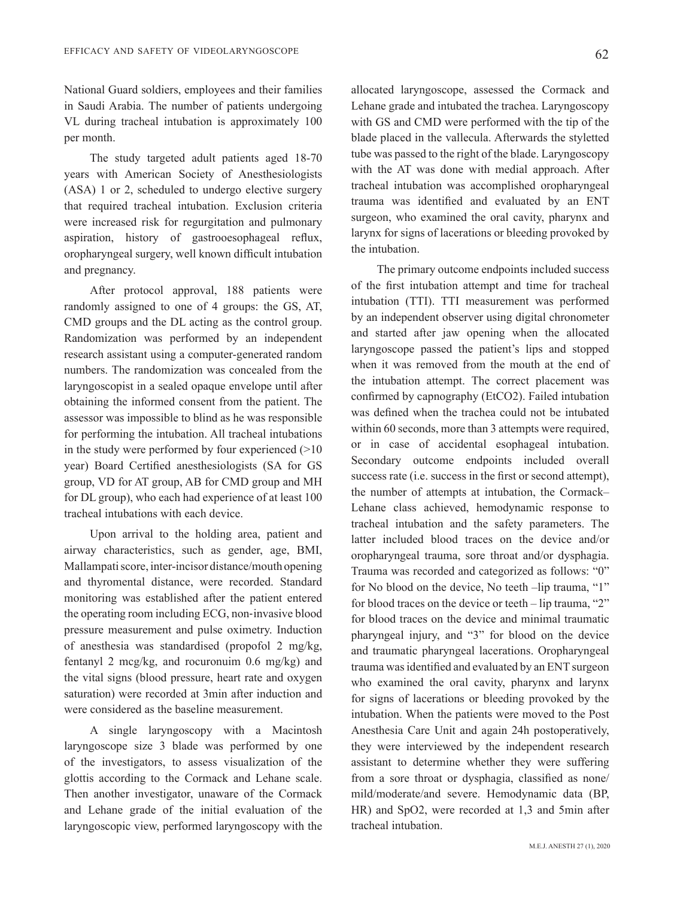National Guard soldiers, employees and their families in Saudi Arabia. The number of patients undergoing VL during tracheal intubation is approximately 100 per month.

The study targeted adult patients aged 18-70 years with American Society of Anesthesiologists (ASA) 1 or 2, scheduled to undergo elective surgery that required tracheal intubation. Exclusion criteria were increased risk for regurgitation and pulmonary aspiration, history of gastrooesophageal reflux, oropharyngeal surgery, well known difficult intubation and pregnancy.

After protocol approval, 188 patients were randomly assigned to one of 4 groups: the GS, AT, CMD groups and the DL acting as the control group. Randomization was performed by an independent research assistant using a computer-generated random numbers. The randomization was concealed from the laryngoscopist in a sealed opaque envelope until after obtaining the informed consent from the patient. The assessor was impossible to blind as he was responsible for performing the intubation. All tracheal intubations in the study were performed by four experienced (>10 year) Board Certified anesthesiologists (SA for GS group, VD for AT group, AB for CMD group and MH for DL group), who each had experience of at least 100 tracheal intubations with each device.

Upon arrival to the holding area, patient and airway characteristics, such as gender, age, BMI, Mallampati score, inter-incisor distance/mouth opening and thyromental distance, were recorded. Standard monitoring was established after the patient entered the operating room including ECG, non-invasive blood pressure measurement and pulse oximetry. Induction of anesthesia was standardised (propofol 2 mg/kg, fentanyl 2 mcg/kg, and rocuronuim 0.6 mg/kg) and the vital signs (blood pressure, heart rate and oxygen saturation) were recorded at 3min after induction and were considered as the baseline measurement.

A single laryngoscopy with a Macintosh laryngoscope size 3 blade was performed by one of the investigators, to assess visualization of the glottis according to the Cormack and Lehane scale. Then another investigator, unaware of the Cormack and Lehane grade of the initial evaluation of the laryngoscopic view, performed laryngoscopy with the allocated laryngoscope, assessed the Cormack and Lehane grade and intubated the trachea. Laryngoscopy with GS and CMD were performed with the tip of the blade placed in the vallecula. Afterwards the styletted tube was passed to the right of the blade. Laryngoscopy with the AT was done with medial approach. After tracheal intubation was accomplished oropharyngeal trauma was identified and evaluated by an ENT surgeon, who examined the oral cavity, pharynx and larynx for signs of lacerations or bleeding provoked by the intubation.

The primary outcome endpoints included success of the first intubation attempt and time for tracheal intubation (TTI). TTI measurement was performed by an independent observer using digital chronometer and started after jaw opening when the allocated laryngoscope passed the patient's lips and stopped when it was removed from the mouth at the end of the intubation attempt. The correct placement was confirmed by capnography ($EtCO_2$). Failed intubation was defined when the trachea could not be intubated within 60 seconds, more than 3 attempts were required, or in case of accidental esophageal intubation. Secondary outcome endpoints included overall success rate (i.e. success in the first or second attempt), the number of attempts at intubation, the Cormack–Lehane class achieved, hemodynamic response to tracheal intubation and the safety parameters. The latter included blood traces on the device and/or oropharyngeal trauma, sore throat and/or dysphagia. Trauma was recorded and categorized as follows: "0" for No blood on the device, No teeth –lip trauma, "1" for blood traces on the device or teeth – lip trauma, "2" for blood traces on the device and minimal traumatic pharyngeal injury, and "3" for blood on the device and traumatic pharyngeal lacerations. Oropharyngeal trauma was identified and evaluated by an ENT surgeon who examined the oral cavity, pharynx and larynx for signs of lacerations or bleeding provoked by the intubation. When the patients were moved to the Post Anesthesia Care Unit and again 24h postoperatively, they were interviewed by the independent research assistant to determine whether they were suffering from a sore throat or dysphagia, classified as none/mild/moderate/and severe. Hemodynamic data (BP, HR) and $SpO_2$, were recorded at 1,3 and 5min after tracheal intubation.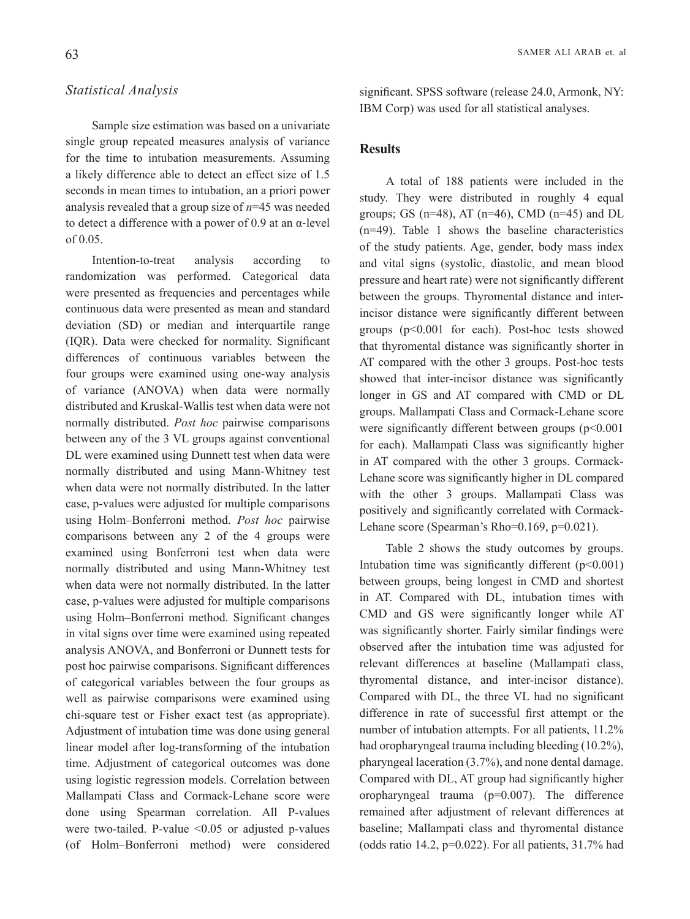### *Statistical Analysis*

Sample size estimation was based on a univariate single group repeated measures analysis of variance for the time to intubation measurements. Assuming a likely difference able to detect an effect size of 1.5 seconds in mean times to intubation, an a priori power analysis revealed that a group size of $n$=45 was needed to detect a difference with a power of 0.9 at an α-level of 0.05.

Intention-to-treat analysis according to randomization was performed. Categorical data were presented as frequencies and percentages while continuous data were presented as mean and standard deviation (SD) or median and interquartile range (IQR). Data were checked for normality. Significant differences of continuous variables between the four groups were examined using one-way analysis of variance (ANOVA) when data were normally distributed and Kruskal-Wallis test when data were not normally distributed. *Post hoc* pairwise comparisons between any of the 3 VL groups against conventional DL were examined using Dunnett test when data were normally distributed and using Mann-Whitney test when data were not normally distributed. In the latter case, p-values were adjusted for multiple comparisons using Holm–Bonferroni method. *Post hoc* pairwise comparisons between any 2 of the 4 groups were examined using Bonferroni test when data were normally distributed and using Mann-Whitney test when data were not normally distributed. In the latter case, p-values were adjusted for multiple comparisons using Holm–Bonferroni method. Significant changes in vital signs over time were examined using repeated analysis ANOVA, and Bonferroni or Dunnett tests for post hoc pairwise comparisons. Significant differences of categorical variables between the four groups as well as pairwise comparisons were examined using chi-square test or Fisher exact test (as appropriate). Adjustment of intubation time was done using general linear model after log-transforming of the intubation time. Adjustment of categorical outcomes was done using logistic regression models. Correlation between Mallampati Class and Cormack-Lehane score were done using Spearman correlation. All P-values were two-tailed. P-value <0.05 or adjusted p-values (of Holm–Bonferroni method) were considered significant. SPSS software (release 24.0, Armonk, NY: IBM Corp) was used for all statistical analyses.

## Results

A total of 188 patients were included in the study. They were distributed in roughly 4 equal groups; GS (n=48), AT (n=46), CMD (n=45) and DL (n=49). Table 1 shows the baseline characteristics of the study patients. Age, gender, body mass index and vital signs (systolic, diastolic, and mean blood pressure and heart rate) were not significantly different between the groups. Thyromental distance and inter-incisor distance were significantly different between groups (p<0.001 for each). Post-hoc tests showed that thyromental distance was significantly shorter in AT compared with the other 3 groups. Post-hoc tests showed that inter-incisor distance was significantly longer in GS and AT compared with CMD or DL groups. Mallampati Class and Cormack-Lehane score were significantly different between groups (p<0.001 for each). Mallampati Class was significantly higher in AT compared with the other 3 groups. Cormack-Lehane score was significantly higher in DL compared with the other 3 groups. Mallampati Class was positively and significantly correlated with Cormack-Lehane score (Spearman's Rho=0.169, p=0.021).

Table 2 shows the study outcomes by groups. Intubation time was significantly different (p<0.001) between groups, being longest in CMD and shortest in AT. Compared with DL, intubation times with CMD and GS were significantly longer while AT was significantly shorter. Fairly similar findings were observed after the intubation time was adjusted for relevant differences at baseline (Mallampati class, thyromental distance, and inter-incisor distance). Compared with DL, the three VL had no significant difference in rate of successful first attempt or the number of intubation attempts. For all patients, 11.2% had oropharyngeal trauma including bleeding (10.2%), pharyngeal laceration (3.7%), and none dental damage. Compared with DL, AT group had significantly higher oropharyngeal trauma (p=0.007). The difference remained after adjustment of relevant differences at baseline; Mallampati class and thyromental distance (odds ratio 14.2, p=0.022). For all patients, 31.7% had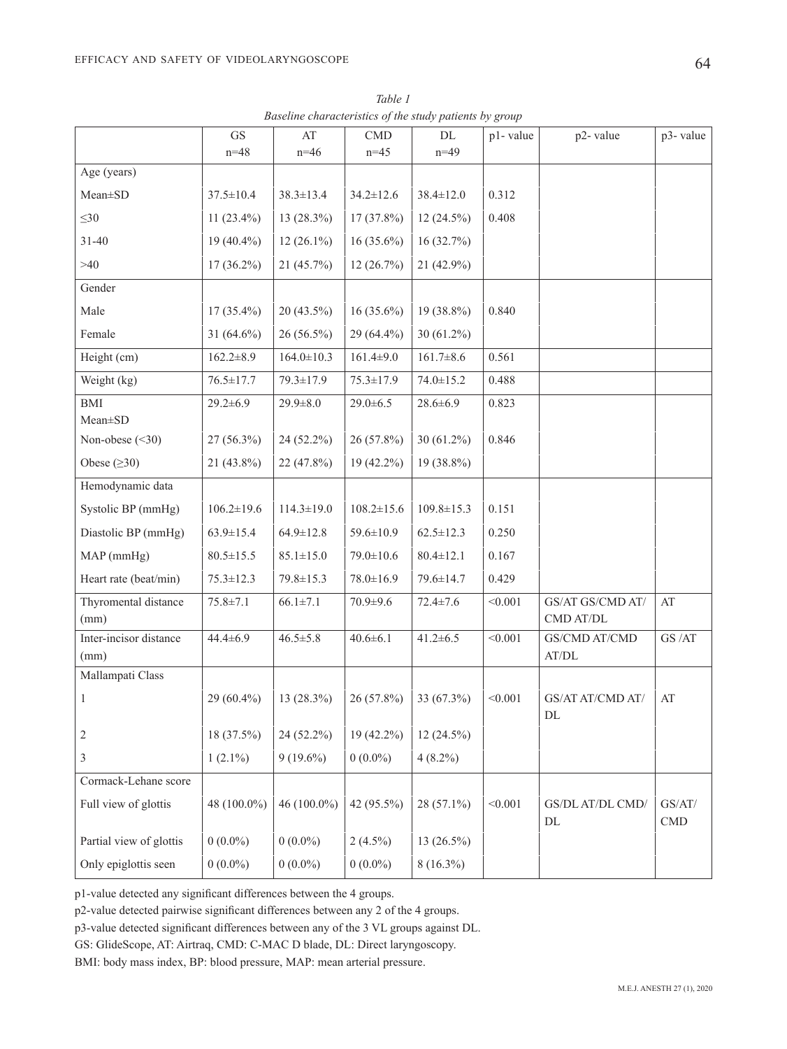*Table 1*
*Baseline characteristics of the study patients by group*

| | GS n=48 | AT n=46 | CMD n=45 | DL n=49 | p1- value | p2- value | p3- value |
|---|---|---|---|---|---|---|---|
| Age (years) | | | | | | | |
| Mean±SD | 37.5±10.4 | 38.3±13.4 | 34.2±12.6 | 38.4±12.0 | 0.312 | | |
| ≤30 | 11 (23.4%) | 13 (28.3%) | 17 (37.8%) | 12 (24.5%) | 0.408 | | |
| 31-40 | 19 (40.4%) | 12 (26.1%) | 16 (35.6%) | 16 (32.7%) | | | |
| >40 | 17 (36.2%) | 21 (45.7%) | 12 (26.7%) | 21 (42.9%) | | | |
| Gender | | | | | | | |
| Male | 17 (35.4%) | 20 (43.5%) | 16 (35.6%) | 19 (38.8%) | 0.840 | | |
| Female | 31 (64.6%) | 26 (56.5%) | 29 (64.4%) | 30 (61.2%) | | | |
| Height (cm) | 162.2±8.9 | 164.0±10.3 | 161.4±9.0 | 161.7±8.6 | 0.561 | | |
| Weight (kg) | 76.5±17.7 | 79.3±17.9 | 75.3±17.9 | 74.0±15.2 | 0.488 | | |
| BMI Mean±SD | 29.2±6.9 | 29.9±8.0 | 29.0±6.5 | 28.6±6.9 | 0.823 | | |
| Non-obese (<30) | 27 (56.3%) | 24 (52.2%) | 26 (57.8%) | 30 (61.2%) | 0.846 | | |
| Obese (≥30) | 21 (43.8%) | 22 (47.8%) | 19 (42.2%) | 19 (38.8%) | | | |
| Hemodynamic data | | | | | | | |
| Systolic BP (mmHg) | 106.2±19.6 | 114.3±19.0 | 108.2±15.6 | 109.8±15.3 | 0.151 | | |
| Diastolic BP (mmHg) | 63.9±15.4 | 64.9±12.8 | 59.6±10.9 | 62.5±12.3 | 0.250 | | |
| MAP (mmHg) | 80.5±15.5 | 85.1±15.0 | 79.0±10.6 | 80.4±12.1 | 0.167 | | |
| Heart rate (beat/min) | 75.3±12.3 | 79.8±15.3 | 78.0±16.9 | 79.6±14.7 | 0.429 | | |
| Thyromental distance (mm) | 75.8±7.1 | 66.1±7.1 | 70.9±9.6 | 72.4±7.6 | <0.001 | GS/AT GS/CMD AT/CMD AT/DL | AT |
| Inter-incisor distance (mm) | 44.4±6.9 | 46.5±5.8 | 40.6±6.1 | 41.2±6.5 | <0.001 | GS/CMD AT/CMD AT/DL | GS /AT |
| Mallampati Class | | | | | | | |
| 1 | 29 (60.4%) | 13 (28.3%) | 26 (57.8%) | 33 (67.3%) | <0.001 | GS/AT AT/CMD AT/DL | AT |
| 2 | 18 (37.5%) | 24 (52.2%) | 19 (42.2%) | 12 (24.5%) | | | |
| 3 | 1 (2.1%) | 9 (19.6%) | 0 (0.0%) | 4 (8.2%) | | | |
| Cormack-Lehane score | | | | | | | |
| Full view of glottis | 48 (100.0%) | 46 (100.0%) | 42 (95.5%) | 28 (57.1%) | <0.001 | GS/DL AT/DL CMD/DL | GS/AT/CMD |
| Partial view of glottis | 0 (0.0%) | 0 (0.0%) | 2 (4.5%) | 13 (26.5%) | | | |
| Only epiglottis seen | 0 (0.0%) | 0 (0.0%) | 0 (0.0%) | 8 (16.3%) | | | |

p1-value detected any significant differences between the 4 groups.

p2-value detected pairwise significant differences between any 2 of the 4 groups.

p3-value detected significant differences between any of the 3 VL groups against DL.

GS: GlideScope, AT: Airtraq, CMD: C-MAC D blade, DL: Direct laryngoscopy.

BMI: body mass index, BP: blood pressure, MAP: mean arterial pressure.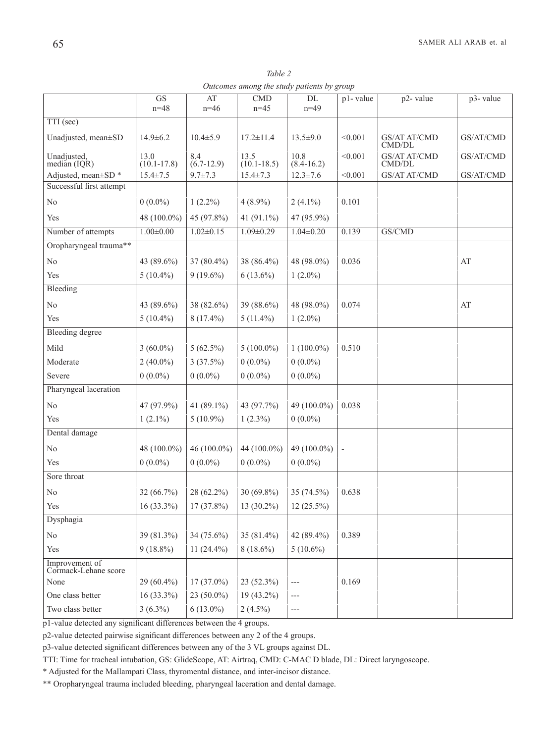*Table 2*
*Outcomes among the study patients by group*

| | GS n=48 | AT n=46 | CMD n=45 | DL n=49 | p1- value | p2- value | p3- value |
|---|---|---|---|---|---|---|---|
| TTI (sec) | | | | | | | |
| Unadjusted, mean±SD | 14.9±6.2 | 10.4±5.9 | 17.2±11.4 | 13.5±9.0 | <0.001 | GS/AT AT/CMD CMD/DL | GS/AT/CMD |
| Unadjusted, median (IQR) | 13.0 (10.1-17.8) | 8.4 (6.7-12.9) | 13.5 (10.1-18.5) | 10.8 (8.4-16.2) | <0.001 | GS/AT AT/CMD CMD/DL | GS/AT/CMD |
| Adjusted, mean±SD * | 15.4±7.5 | 9.7±7.3 | 15.4±7.3 | 12.3±7.6 | <0.001 | GS/AT AT/CMD | GS/AT/CMD |
| Successful first attempt | | | | | | | |
| No | 0 (0.0%) | 1 (2.2%) | 4 (8.9%) | 2 (4.1%) | 0.101 | | |
| Yes | 48 (100.0%) | 45 (97.8%) | 41 (91.1%) | 47 (95.9%) | | | |
| Number of attempts | 1.00±0.00 | 1.02±0.15 | 1.09±0.29 | 1.04±0.20 | 0.139 | GS/CMD | |
| Oropharyngeal trauma** | | | | | | | |
| No | 43 (89.6%) | 37 (80.4%) | 38 (86.4%) | 48 (98.0%) | 0.036 | | AT |
| Yes | 5 (10.4%) | 9 (19.6%) | 6 (13.6%) | 1 (2.0%) | | | |
| Bleeding | | | | | | | |
| No | 43 (89.6%) | 38 (82.6%) | 39 (88.6%) | 48 (98.0%) | 0.074 | | AT |
| Yes | 5 (10.4%) | 8 (17.4%) | 5 (11.4%) | 1 (2.0%) | | | |
| Bleeding degree | | | | | | | |
| Mild | 3 (60.0%) | 5 (62.5%) | 5 (100.0%) | 1 (100.0%) | 0.510 | | |
| Moderate | 2 (40.0%) | 3 (37.5%) | 0 (0.0%) | 0 (0.0%) | | | |
| Severe | 0 (0.0%) | 0 (0.0%) | 0 (0.0%) | 0 (0.0%) | | | |
| Pharyngeal laceration | | | | | | | |
| No | 47 (97.9%) | 41 (89.1%) | 43 (97.7%) | 49 (100.0%) | 0.038 | | |
| Yes | 1 (2.1%) | 5 (10.9%) | 1 (2.3%) | 0 (0.0%) | | | |
| Dental damage | | | | | | | |
| No | 48 (100.0%) | 46 (100.0%) | 44 (100.0%) | 49 (100.0%) | - | | |
| Yes | 0 (0.0%) | 0 (0.0%) | 0 (0.0%) | 0 (0.0%) | | | |
| Sore throat | | | | | | | |
| No | 32 (66.7%) | 28 (62.2%) | 30 (69.8%) | 35 (74.5%) | 0.638 | | |
| Yes | 16 (33.3%) | 17 (37.8%) | 13 (30.2%) | 12 (25.5%) | | | |
| Dysphagia | | | | | | | |
| No | 39 (81.3%) | 34 (75.6%) | 35 (81.4%) | 42 (89.4%) | 0.389 | | |
| Yes | 9 (18.8%) | 11 (24.4%) | 8 (18.6%) | 5 (10.6%) | | | |
| Improvement of Cormack-Lehane score | | | | | | | |
| None | 29 (60.4%) | 17 (37.0%) | 23 (52.3%) | --- | 0.169 | | |
| One class better | 16 (33.3%) | 23 (50.0%) | 19 (43.2%) | --- | | | |
| Two class better | 3 (6.3%) | 6 (13.0%) | 2 (4.5%) | --- | | | |

p1-value detected any significant differences between the 4 groups.

p2-value detected pairwise significant differences between any 2 of the 4 groups.

p3-value detected significant differences between any of the 3 VL groups against DL.

TTI: Time for tracheal intubation, GS: GlideScope, AT: Airtraq, CMD: C-MAC D blade, DL: Direct laryngoscope.

\* Adjusted for the Mallampati Class, thyromental distance, and inter-incisor distance.

\*\* Oropharyngeal trauma included bleeding, pharyngeal laceration and dental damage.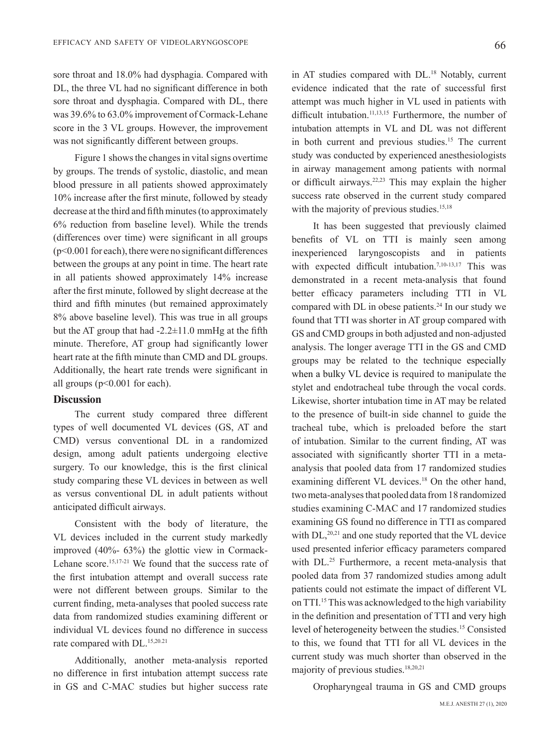sore throat and 18.0% had dysphagia. Compared with DL, the three VL had no significant difference in both sore throat and dysphagia. Compared with DL, there was 39.6% to 63.0% improvement of Cormack-Lehane score in the 3 VL groups. However, the improvement was not significantly different between groups.

Figure 1 shows the changes in vital signs overtime by groups. The trends of systolic, diastolic, and mean blood pressure in all patients showed approximately 10% increase after the first minute, followed by steady decrease at the third and fifth minutes (to approximately 6% reduction from baseline level). While the trends (differences over time) were significant in all groups ($p<0.001$ for each), there were no significant differences between the groups at any point in time. The heart rate in all patients showed approximately 14% increase after the first minute, followed by slight decrease at the third and fifth minutes (but remained approximately 8% above baseline level). This was true in all groups but the AT group that had -2.2±11.0 mmHg at the fifth minute. Therefore, AT group had significantly lower heart rate at the fifth minute than CMD and DL groups. Additionally, the heart rate trends were significant in all groups ($p<0.001$ for each).

## Discussion

The current study compared three different types of well documented VL devices (GS, AT and CMD) versus conventional DL in a randomized design, among adult patients undergoing elective surgery. To our knowledge, this is the first clinical study comparing these VL devices in between as well as versus conventional DL in adult patients without anticipated difficult airways.

Consistent with the body of literature, the VL devices included in the current study markedly improved (40%- 63%) the glottic view in Cormack-Lehane score.[15,17-21] We found that the success rate of the first intubation attempt and overall success rate were not different between groups. Similar to the current finding, meta-analyses that pooled success rate data from randomized studies examining different or individual VL devices found no difference in success rate compared with DL.[15,20,21]

Additionally, another meta-analysis reported no difference in first intubation attempt success rate in GS and C-MAC studies but higher success rate in AT studies compared with DL.[18] Notably, current evidence indicated that the rate of successful first attempt was much higher in VL used in patients with difficult intubation.[11,13,15] Furthermore, the number of intubation attempts in VL and DL was not different in both current and previous studies.[15] The current study was conducted by experienced anesthesiologists in airway management among patients with normal or difficult airways.[22,23] This may explain the higher success rate observed in the current study compared with the majority of previous studies.[15,18]

It has been suggested that previously claimed benefits of VL on TTI is mainly seen among inexperienced laryngoscopists and in patients with expected difficult intubation.[7,10-13,17] This was demonstrated in a recent meta-analysis that found better efficacy parameters including TTI in VL compared with DL in obese patients.[24] In our study we found that TTI was shorter in AT group compared with GS and CMD groups in both adjusted and non-adjusted analysis. The longer average TTI in the GS and CMD groups may be related to the technique especially when a bulky VL device is required to manipulate the stylet and endotracheal tube through the vocal cords. Likewise, shorter intubation time in AT may be related to the presence of built-in side channel to guide the tracheal tube, which is preloaded before the start of intubation. Similar to the current finding, AT was associated with significantly shorter TTI in a meta-analysis that pooled data from 17 randomized studies examining different VL devices.[18] On the other hand, two meta-analyses that pooled data from 18 randomized studies examining C-MAC and 17 randomized studies examining GS found no difference in TTI as compared with DL,[20,21] and one study reported that the VL device used presented inferior efficacy parameters compared with DL.[25] Furthermore, a recent meta-analysis that pooled data from 37 randomized studies among adult patients could not estimate the impact of different VL on TTI.[15] This was acknowledged to the high variability in the definition and presentation of TTI and very high level of heterogeneity between the studies.[15] Consisted to this, we found that TTI for all VL devices in the current study was much shorter than observed in the majority of previous studies.[18,20,21]

Oropharyngeal trauma in GS and CMD groups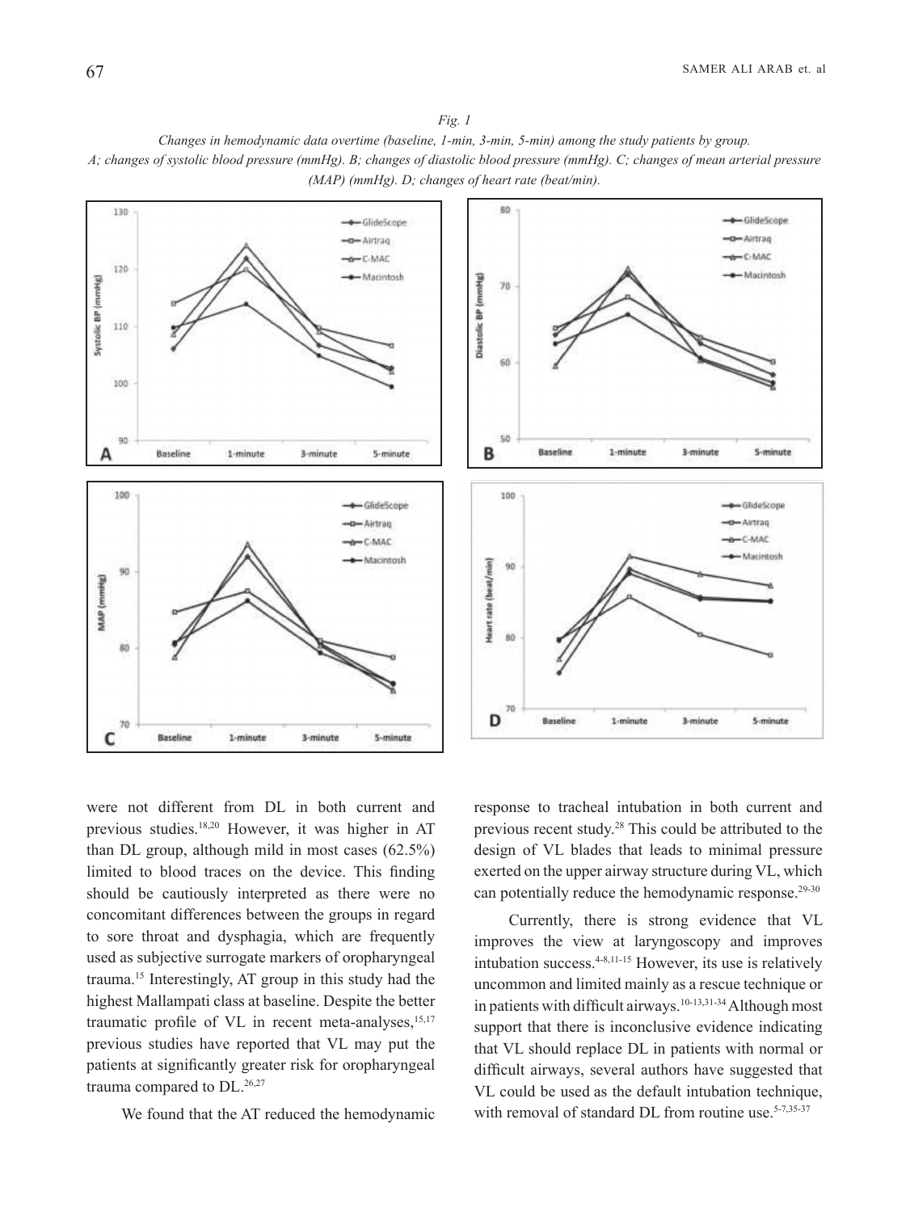*Fig. 1*

*Changes in hemodynamic data overtime (baseline, 1-min, 3-min, 5-min) among the study patients by group. A; changes of systolic blood pressure (mmHg). B; changes of diastolic blood pressure (mmHg). C; changes of mean arterial pressure (MAP) (mmHg). D; changes of heart rate (beat/min).*

were not different from DL in both current and previous studies.[18,20] However, it was higher in AT than DL group, although mild in most cases (62.5%) limited to blood traces on the device. This finding should be cautiously interpreted as there were no concomitant differences between the groups in regard to sore throat and dysphagia, which are frequently used as subjective surrogate markers of oropharyngeal trauma.[15] Interestingly, AT group in this study had the highest Mallampati class at baseline. Despite the better traumatic profile of VL in recent meta-analyses,[15,17] previous studies have reported that VL may put the patients at significantly greater risk for oropharyngeal trauma compared to DL.[26,27]

We found that the AT reduced the hemodynamic response to tracheal intubation in both current and previous recent study.[28] This could be attributed to the design of VL blades that leads to minimal pressure exerted on the upper airway structure during VL, which can potentially reduce the hemodynamic response.[29-30]

Currently, there is strong evidence that VL improves the view at laryngoscopy and improves intubation success.[4-8,11-15] However, its use is relatively uncommon and limited mainly as a rescue technique or in patients with difficult airways.[10-13,31-34] Although most support that there is inconclusive evidence indicating that VL should replace DL in patients with normal or difficult airways, several authors have suggested that VL could be used as the default intubation technique, with removal of standard DL from routine use.[5-7,35-37]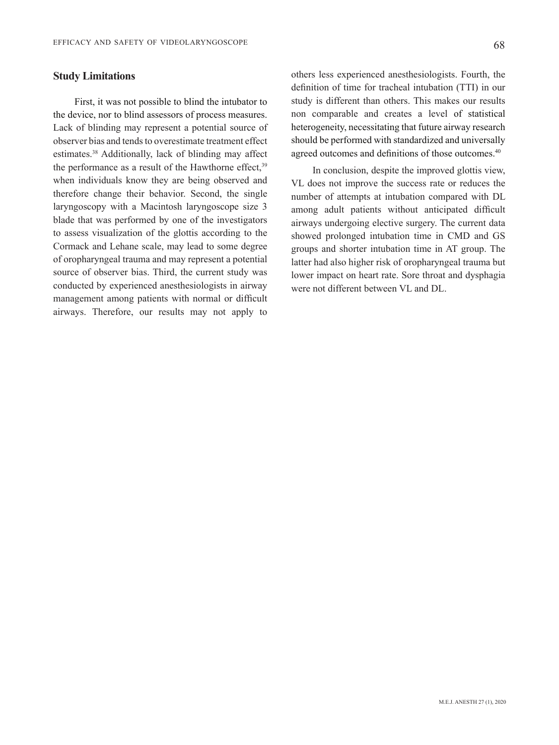## Study Limitations

First, it was not possible to blind the intubator to the device, nor to blind assessors of process measures. Lack of blinding may represent a potential source of observer bias and tends to overestimate treatment effect estimates.[38] Additionally, lack of blinding may affect the performance as a result of the Hawthorne effect,[39] when individuals know they are being observed and therefore change their behavior. Second, the single laryngoscopy with a Macintosh laryngoscope size 3 blade that was performed by one of the investigators to assess visualization of the glottis according to the Cormack and Lehane scale, may lead to some degree of oropharyngeal trauma and may represent a potential source of observer bias. Third, the current study was conducted by experienced anesthesiologists in airway management among patients with normal or difficult airways. Therefore, our results may not apply to others less experienced anesthesiologists. Fourth, the definition of time for tracheal intubation (TTI) in our study is different than others. This makes our results non comparable and creates a level of statistical heterogeneity, necessitating that future airway research should be performed with standardized and universally agreed outcomes and definitions of those outcomes.[40]

In conclusion, despite the improved glottis view, VL does not improve the success rate or reduces the number of attempts at intubation compared with DL among adult patients without anticipated difficult airways undergoing elective surgery. The current data showed prolonged intubation time in CMD and GS groups and shorter intubation time in AT group. The latter had also higher risk of oropharyngeal trauma but lower impact on heart rate. Sore throat and dysphagia were not different between VL and DL.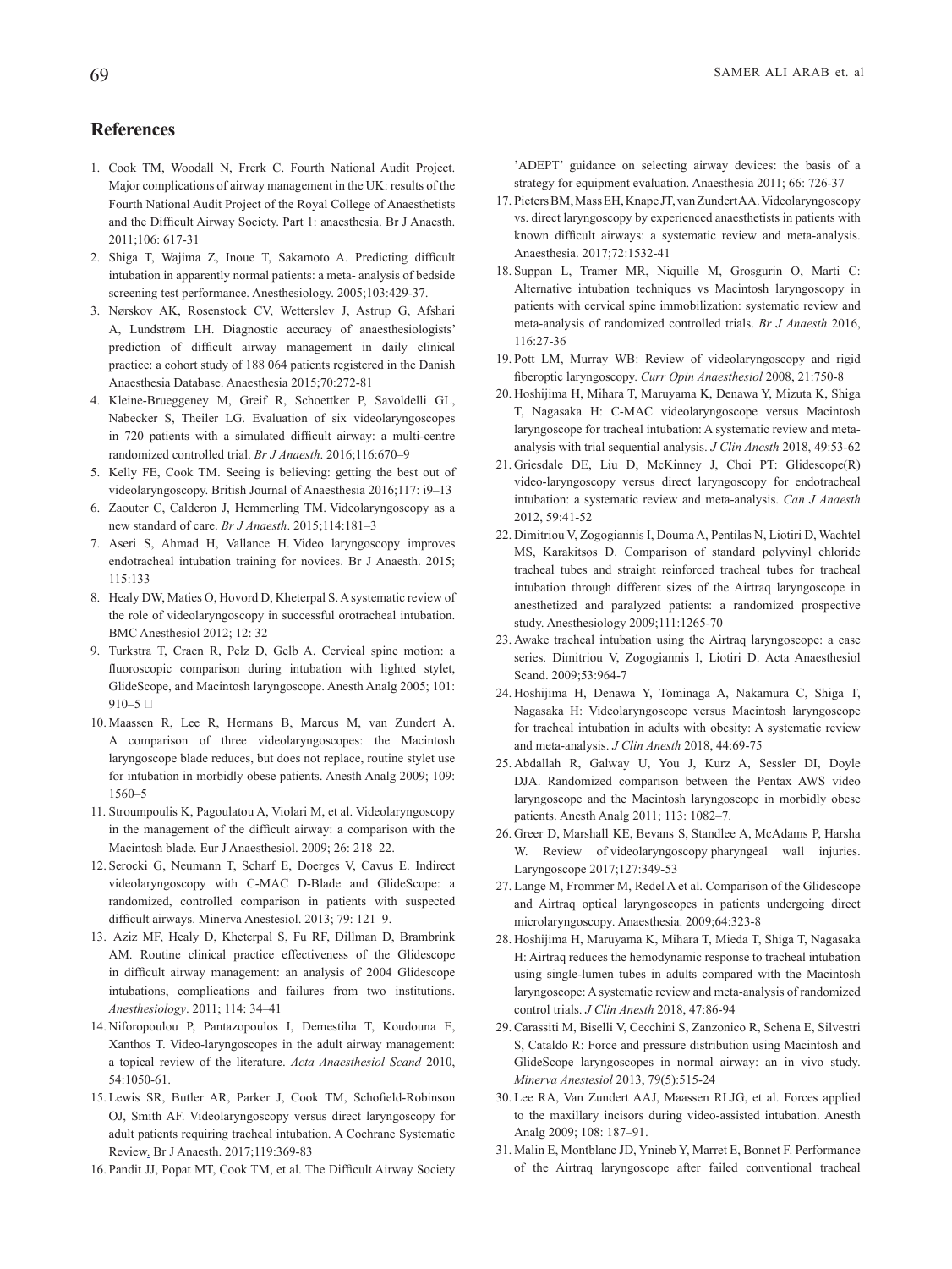## References

1. Cook TM, Woodall N, Frerk C. Fourth National Audit Project. Major complications of airway management in the UK: results of the Fourth National Audit Project of the Royal College of Anaesthetists and the Difficult Airway Society. Part 1: anaesthesia. Br J Anaesth. 2011;106: 617-31
2. Shiga T, Wajima Z, Inoue T, Sakamoto A. Predicting difficult intubation in apparently normal patients: a meta- analysis of bedside screening test performance. Anesthesiology. 2005;103:429-37.
3. Nørskov AK, Rosenstock CV, Wetterslev J, Astrup G, Afshari A, Lundstrøm LH. Diagnostic accuracy of anaesthesiologists' prediction of difficult airway management in daily clinical practice: a cohort study of 188 064 patients registered in the Danish Anaesthesia Database. Anaesthesia 2015;70:272-81
4. Kleine-Brueggeney M, Greif R, Schoettker P, Savoldelli GL, Nabecker S, Theiler LG. Evaluation of six videolaryngoscopes in 720 patients with a simulated difficult airway: a multi-centre randomized controlled trial. *Br J Anaesth*. 2016;116:670–9
5. Kelly FE, Cook TM. Seeing is believing: getting the best out of videolaryngoscopy. British Journal of Anaesthesia 2016;117: i9–13
6. Zaouter C, Calderon J, Hemmerling TM. Videolaryngoscopy as a new standard of care. *Br J Anaesth*. 2015;114:181–3
7. Aseri S, Ahmad H, Vallance H. Video laryngoscopy improves endotracheal intubation training for novices. Br J Anaesth. 2015; 115:133
8. Healy DW, Maties O, Hovord D, Kheterpal S. A systematic review of the role of videolaryngoscopy in successful orotracheal intubation. BMC Anesthesiol 2012; 12: 32
9. Turkstra T, Craen R, Pelz D, Gelb A. Cervical spine motion: a fluoroscopic comparison during intubation with lighted stylet, GlideScope, and Macintosh laryngoscope. Anesth Analg 2005; 101: 910–5
10. Maassen R, Lee R, Hermans B, Marcus M, van Zundert A. A comparison of three videolaryngoscopes: the Macintosh laryngoscope blade reduces, but does not replace, routine stylet use for intubation in morbidly obese patients. Anesth Analg 2009; 109: 1560–5
11. Stroumpoulis K, Pagoulatou A, Violari M, et al. Videolaryngoscopy in the management of the difficult airway: a comparison with the Macintosh blade. Eur J Anaesthesiol. 2009; 26: 218–22.
12. Serocki G, Neumann T, Scharf E, Doerges V, Cavus E. Indirect videolaryngoscopy with C-MAC D-Blade and GlideScope: a randomized, controlled comparison in patients with suspected difficult airways. Minerva Anestesiol. 2013; 79: 121–9.
13. Aziz MF, Healy D, Kheterpal S, Fu RF, Dillman D, Brambrink AM. Routine clinical practice effectiveness of the Glidescope in difficult airway management: an analysis of 2004 Glidescope intubations, complications and failures from two institutions. *Anesthesiology*. 2011; 114: 34–41
14. Niforopoulou P, Pantazopoulos I, Demestiha T, Koudouna E, Xanthos T. Video-laryngoscopes in the adult airway management: a topical review of the literature. *Acta Anaesthesiol Scand* 2010, 54:1050-61.
15. Lewis SR, Butler AR, Parker J, Cook TM, Schofield-Robinson OJ, Smith AF. Videolaryngoscopy versus direct laryngoscopy for adult patients requiring tracheal intubation. A Cochrane Systematic Review. Br J Anaesth. 2017;119:369-83
16. Pandit JJ, Popat MT, Cook TM, et al. The Difficult Airway Society 'ADEPT' guidance on selecting airway devices: the basis of a strategy for equipment evaluation. Anaesthesia 2011; 66: 726-37
17. Pieters BM, Mass EH, Knape JT, van Zundert AA. Videolaryngoscopy vs. direct laryngoscopy by experienced anaesthetists in patients with known difficult airways: a systematic review and meta-analysis. Anaesthesia. 2017;72:1532-41
18. Suppan L, Tramer MR, Niquille M, Grosgurin O, Marti C: Alternative intubation techniques vs Macintosh laryngoscopy in patients with cervical spine immobilization: systematic review and meta-analysis of randomized controlled trials. *Br J Anaesth* 2016, 116:27-36
19. Pott LM, Murray WB: Review of videolaryngoscopy and rigid fiberoptic laryngoscopy. *Curr Opin Anaesthesiol* 2008, 21:750-8
20. Hoshijima H, Mihara T, Maruyama K, Denawa Y, Mizuta K, Shiga T, Nagasaka H: C-MAC videolaryngoscope versus Macintosh laryngoscope for tracheal intubation: A systematic review and meta-analysis with trial sequential analysis. *J Clin Anesth* 2018, 49:53-62
21. Griesdale DE, Liu D, McKinney J, Choi PT: Glidescope(R) video-laryngoscopy versus direct laryngoscopy for endotracheal intubation: a systematic review and meta-analysis. *Can J Anaesth* 2012, 59:41-52
22. Dimitriou V, Zogogiannis I, Douma A, Pentilas N, Liotiri D, Wachtel MS, Karakitsos D. Comparison of standard polyvinyl chloride tracheal tubes and straight reinforced tracheal tubes for tracheal intubation through different sizes of the Airtraq laryngoscope in anesthetized and paralyzed patients: a randomized prospective study. Anesthesiology 2009;111:1265-70
23. Awake tracheal intubation using the Airtraq laryngoscope: a case series. Dimitriou V, Zogogiannis I, Liotiri D. Acta Anaesthesiol Scand. 2009;53:964-7
24. Hoshijima H, Denawa Y, Tominaga A, Nakamura C, Shiga T, Nagasaka H: Videolaryngoscope versus Macintosh laryngoscope for tracheal intubation in adults with obesity: A systematic review and meta-analysis. *J Clin Anesth* 2018, 44:69-75
25. Abdallah R, Galway U, You J, Kurz A, Sessler DI, Doyle DJA. Randomized comparison between the Pentax AWS video laryngoscope and the Macintosh laryngoscope in morbidly obese patients. Anesth Analg 2011; 113: 1082–7.
26. Greer D, Marshall KE, Bevans S, Standlee A, McAdams P, Harsha W. Review of videolaryngoscopy pharyngeal wall injuries. Laryngoscope 2017;127:349-53
27. Lange M, Frommer M, Redel A et al. Comparison of the Glidescope and Airtraq optical laryngoscopes in patients undergoing direct microlaryngoscopy. Anaesthesia. 2009;64:323-8
28. Hoshijima H, Maruyama K, Mihara T, Mieda T, Shiga T, Nagasaka H: Airtraq reduces the hemodynamic response to tracheal intubation using single-lumen tubes in adults compared with the Macintosh laryngoscope: A systematic review and meta-analysis of randomized control trials. *J Clin Anesth* 2018, 47:86-94
29. Carassiti M, Biselli V, Cecchini S, Zanzonico R, Schena E, Silvestri S, Cataldo R: Force and pressure distribution using Macintosh and GlideScope laryngoscopes in normal airway: an in vivo study. *Minerva Anestesiol* 2013, 79(5):515-24
30. Lee RA, Van Zundert AAJ, Maassen RLJG, et al. Forces applied to the maxillary incisors during video-assisted intubation. Anesth Analg 2009; 108: 187–91.
31. Malin E, Montblanc JD, Ynineb Y, Marret E, Bonnet F. Performance of the Airtraq laryngoscope after failed conventional tracheal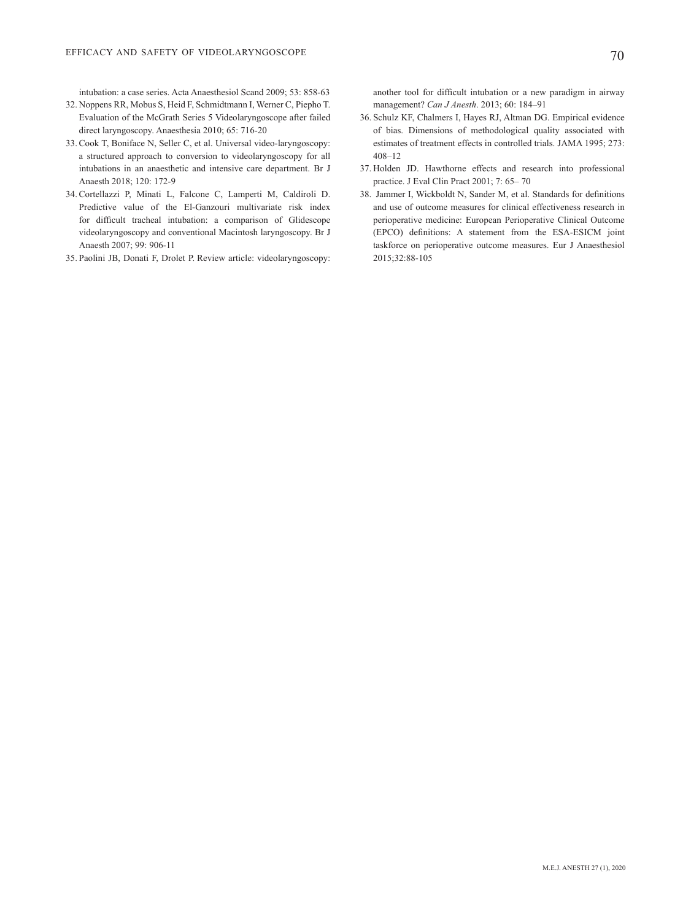intubation: a case series. Acta Anaesthesiol Scand 2009; 53: 858-63

32. Noppens RR, Mobus S, Heid F, Schmidtmann I, Werner C, Piepho T. Evaluation of the McGrath Series 5 Videolaryngoscope after failed direct laryngoscopy. Anaesthesia 2010; 65: 716-20
33. Cook T, Boniface N, Seller C, et al. Universal video-laryngoscopy: a structured approach to conversion to videolaryngoscopy for all intubations in an anaesthetic and intensive care department. Br J Anaesth 2018; 120: 172-9
34. Cortellazzi P, Minati L, Falcone C, Lamperti M, Caldiroli D. Predictive value of the El-Ganzouri multivariate risk index for difficult tracheal intubation: a comparison of Glidescope videolaryngoscopy and conventional Macintosh laryngoscopy. Br J Anaesth 2007; 99: 906-11
35. Paolini JB, Donati F, Drolet P. Review article: videolaryngoscopy: another tool for difficult intubation or a new paradigm in airway management? *Can J Anesth*. 2013; 60: 184–91
36. Schulz KF, Chalmers I, Hayes RJ, Altman DG. Empirical evidence of bias. Dimensions of methodological quality associated with estimates of treatment effects in controlled trials. JAMA 1995; 273: 408–12
37. Holden JD. Hawthorne effects and research into professional practice. J Eval Clin Pract 2001; 7: 65– 70
38. Jammer I, Wickboldt N, Sander M, et al. Standards for definitions and use of outcome measures for clinical effectiveness research in perioperative medicine: European Perioperative Clinical Outcome (EPCO) definitions: A statement from the ESA-ESICM joint taskforce on perioperative outcome measures. Eur J Anaesthesiol 2015;32:88-105